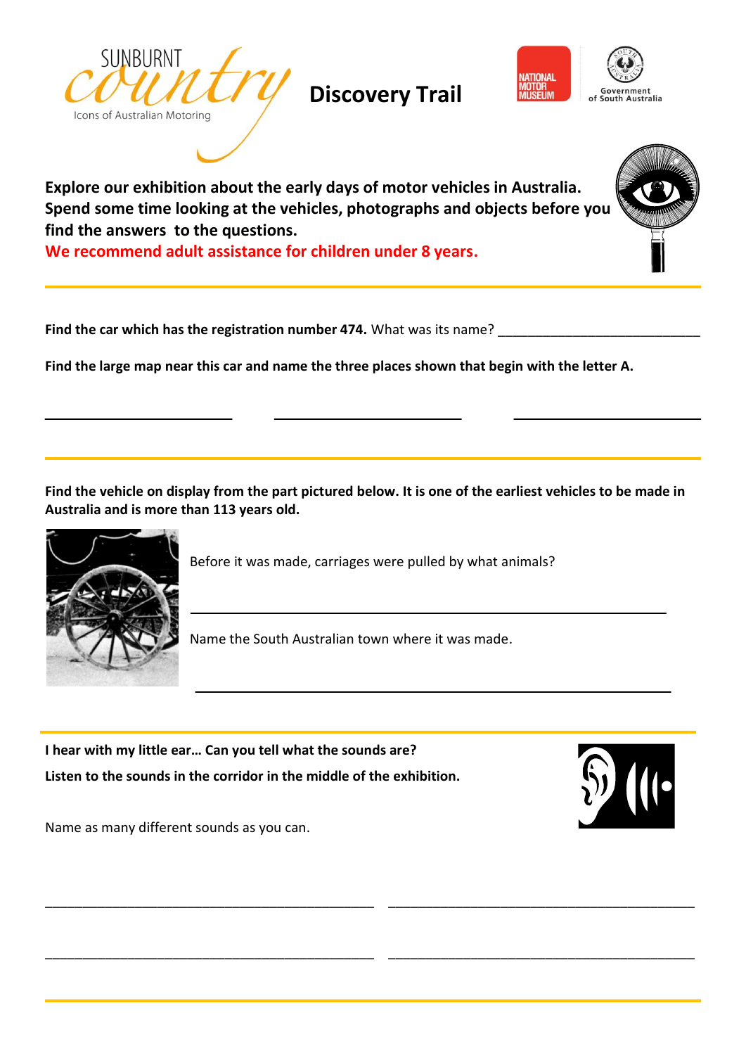SUNBURNT country

Icons of Australian Motoring

# Discovery Trail

NATIONAL MOTOR MUSEUM

Government of South Australia

**Explore our exhibition about the early days of motor vehicles in Australia. Spend some time looking at the vehicles, photographs and objects before you find the answers to the questions.**

**We recommend adult assistance for children under 8 years.**

---

**Find the car which has the registration number 474.** What was its name? ___________________________

**Find the large map near this car and name the three places shown that begin with the letter A.**

_________________________ _________________________ _________________________

---

**Find the vehicle on display from the part pictured below. It is one of the earliest vehicles to be made in Australia and is more than 113 years old.**

Before it was made, carriages were pulled by what animals?

_______________________________________________________________

Name the South Australian town where it was made.

_______________________________________________________________

---

**I hear with my little ear… Can you tell what the sounds are?**

**Listen to the sounds in the corridor in the middle of the exhibition.**

Name as many different sounds as you can.

_____________________________________________ _________________________________________

_____________________________________________ _________________________________________

---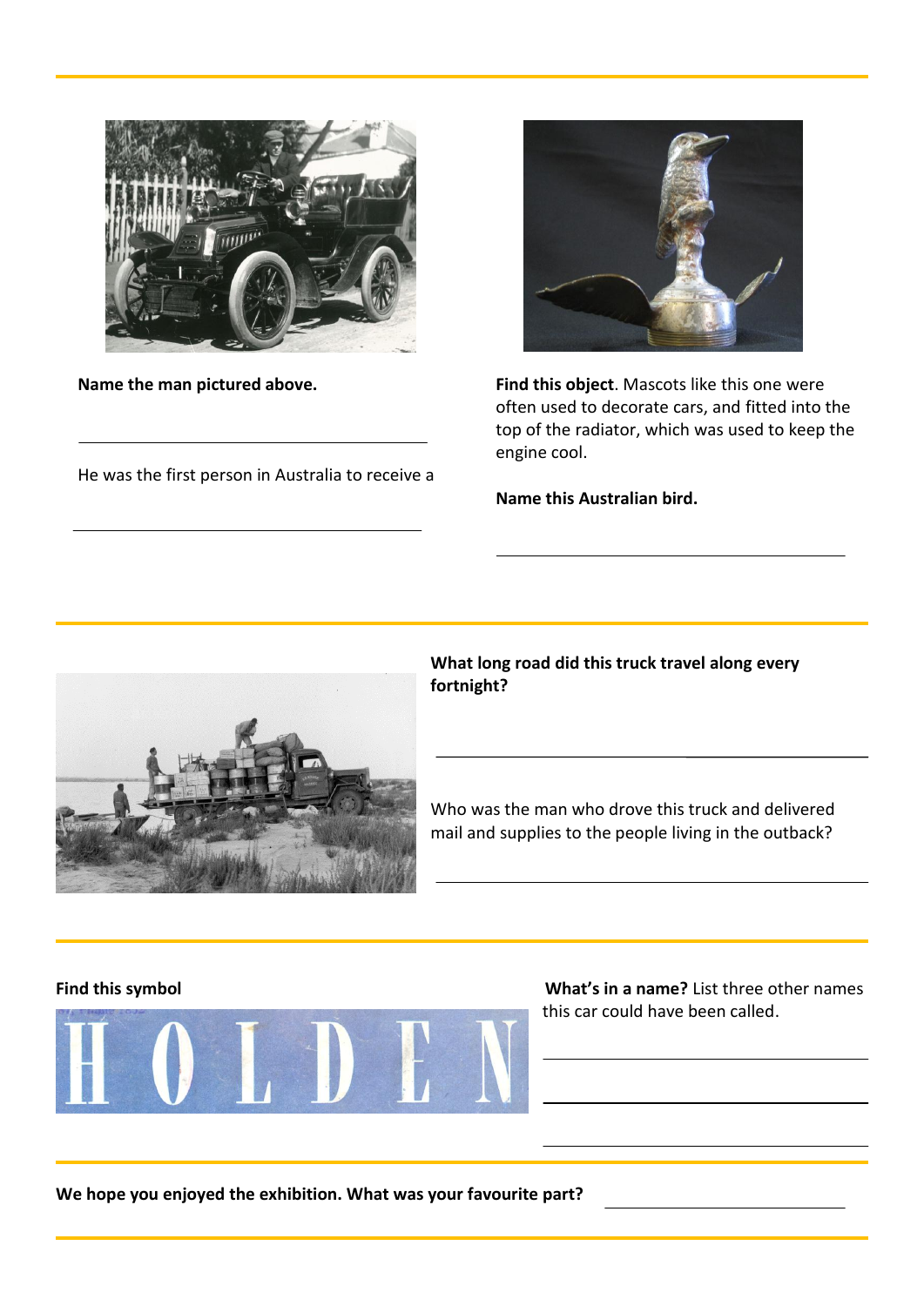**Name the man pictured above.**

\_\_\_\_\_\_\_\_\_\_\_\_\_\_\_\_\_\_\_\_\_\_\_\_\_\_\_\_\_\_\_\_\_\_\_\_\_\_

He was the first person in Australia to receive a

\_\_\_\_\_\_\_\_\_\_\_\_\_\_\_\_\_\_\_\_\_\_\_\_\_\_\_\_\_\_\_\_\_\_\_\_\_\_

**Find this object**. Mascots like this one were often used to decorate cars, and fitted into the top of the radiator, which was used to keep the engine cool.

**Name this Australian bird.**

\_\_\_\_\_\_\_\_\_\_\_\_\_\_\_\_\_\_\_\_\_\_\_\_\_\_\_\_\_\_\_\_\_\_\_\_\_\_

---

**What long road did this truck travel along every fortnight?**

\_\_\_\_\_\_\_\_\_\_\_\_\_\_\_\_\_\_\_\_\_\_\_\_\_\_\_\_\_\_\_\_\_\_\_\_\_\_

Who was the man who drove this truck and delivered mail and supplies to the people living in the outback?

\_\_\_\_\_\_\_\_\_\_\_\_\_\_\_\_\_\_\_\_\_\_\_\_\_\_\_\_\_\_\_\_\_\_\_\_\_\_

---

**Find this symbol**

HOLDEN

**What's in a name?** List three other names this car could have been called.

\_\_\_\_\_\_\_\_\_\_\_\_\_\_\_\_\_\_\_\_\_\_\_\_\_\_\_\_\_\_\_\_\_\_\_\_\_\_

\_\_\_\_\_\_\_\_\_\_\_\_\_\_\_\_\_\_\_\_\_\_\_\_\_\_\_\_\_\_\_\_\_\_\_\_\_\_

\_\_\_\_\_\_\_\_\_\_\_\_\_\_\_\_\_\_\_\_\_\_\_\_\_\_\_\_\_\_\_\_\_\_\_\_\_\_

---

**We hope you enjoyed the exhibition. What was your favourite part?** \_\_\_\_\_\_\_\_\_\_\_\_\_\_\_\_\_\_\_\_\_\_\_\_\_\_\_\_